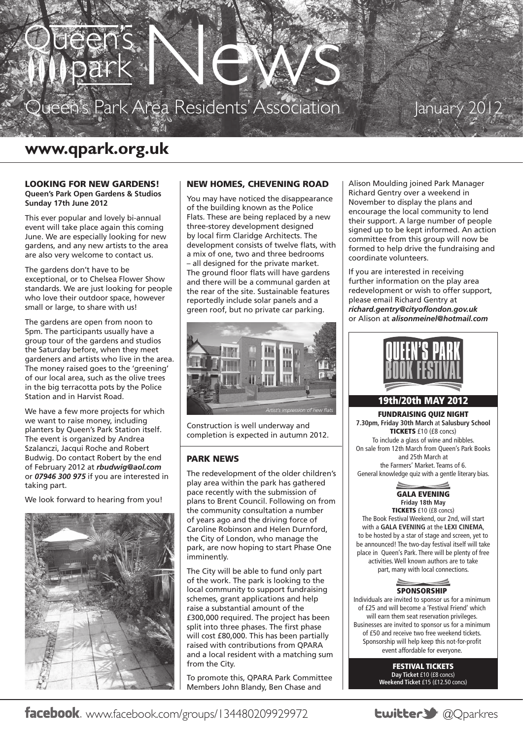# Queen's Park News

Queen's Park Area Residents' Association

January 2012

## www.qpark.org.uk

### LOOKING FOR NEW GARDENS!

**Queen's Park Open Gardens & Studios Sunday 17th June 2012**

This ever popular and lovely bi-annual event will take place again this coming June. We are especially looking for new gardens, and any new artists to the area are also very welcome to contact us.

The gardens don't have to be exceptional, or to Chelsea Flower Show standards. We are just looking for people who love their outdoor space, however small or large, to share with us!

The gardens are open from noon to 5pm. The participants usually have a group tour of the gardens and studios the Saturday before, when they meet gardeners and artists who live in the area. The money raised goes to the 'greening' of our local area, such as the olive trees in the big terracotta pots by the Police Station and in Harvist Road.

We have a few more projects for which we want to raise money, including planters by Queen's Park Station itself. The event is organized by Andrea Szalanczi, Jacqui Roche and Robert Budwig. Do contact Robert by the end of February 2012 at ***rbudwig@aol.com*** or ***07946 300 975*** if you are interested in taking part.

We look forward to hearing from you!

### NEW HOMES, CHEVENING ROAD

You may have noticed the disappearance of the building known as the Police Flats. These are being replaced by a new three-storey development designed by local firm Claridge Architects. The development consists of twelve flats, with a mix of one, two and three bedrooms – all designed for the private market. The ground floor flats will have gardens and there will be a communal garden at the rear of the site. Sustainable features reportedly include solar panels and a green roof, but no private car parking.

*Artist's impression of new flats*

Construction is well underway and completion is expected in autumn 2012.

### PARK NEWS

The redevelopment of the older children's play area within the park has gathered pace recently with the submission of plans to Brent Council. Following on from the community consultation a number of years ago and the driving force of Caroline Robinson and Helen Durnford, the City of London, who manage the park, are now hoping to start Phase One imminently.

The City will be able to fund only part of the work. The park is looking to the local community to support fundraising schemes, grant applications and help raise a substantial amount of the £300,000 required. The project has been split into three phases. The first phase will cost £80,000. This has been partially raised with contributions from QPARA and a local resident with a matching sum from the City.

To promote this, QPARA Park Committee Members John Blandy, Ben Chase and Alison Moulding joined Park Manager Richard Gentry over a weekend in November to display the plans and encourage the local community to lend their support. A large number of people signed up to be kept informed. An action committee from this group will now be formed to help drive the fundraising and coordinate volunteers.

If you are interested in receiving further information on the play area redevelopment or wish to offer support, please email Richard Gentry at ***richard.gentry@cityoflondon.gov.uk*** or Alison at ***alisonmeinel@hotmail.com***

### QUEEN'S PARK BOOK FESTIVAL

**19th/20th MAY 2012**

**FUNDRAISING QUIZ NIGHT**

**7.30pm, Friday 30th March** at **Salusbury School**

**TICKETS** £10 (£8 concs)

To include a glass of wine and nibbles. On sale from 12th March from Queen's Park Books and 25th March at the Farmers' Market. Teams of 6. General knowledge quiz with a gentle literary bias.

**GALA EVENING**

**Friday 18th May**

**TICKETS** £10 (£8 concs)

The Book Festival Weekend, our 2nd, will start with a **GALA EVENING** at the **LEXI CINEMA**, to be hosted by a star of stage and screen, yet to be announced! The two-day festival itself will take place in Queen's Park. There will be plenty of free activities. Well known authors are to take part, many with local connections.

**SPONSORSHIP**

Individuals are invited to sponsor us for a minimum of £25 and will become a 'Festival Friend' which will earn them seat reservation privileges. Businesses are invited to sponsor us for a minimum of £50 and receive two free weekend tickets. Sponsorship will help keep this not-for-profit event affordable for everyone.

**FESTIVAL TICKETS**

**Day Ticket** £10 (£8 concs)

**Weekend Ticket** £15 (£12.50 concs)

**facebook**. www.facebook.com/groups/134480209929972

**twitter** @Qparkres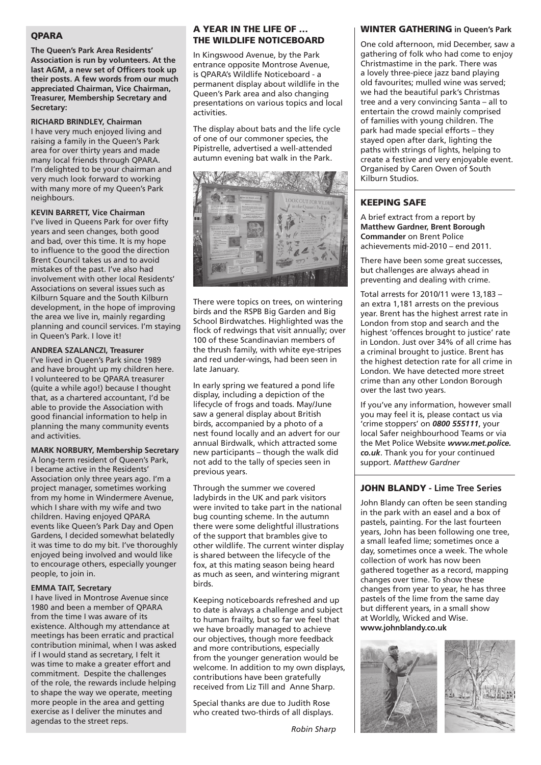## QPARA

**The Queen's Park Area Residents' Association is run by volunteers. At the last AGM, a new set of Officers took up their posts. A few words from our much appreciated Chairman, Vice Chairman, Treasurer, Membership Secretary and Secretary:**

**RICHARD BRINDLEY, Chairman**
I have very much enjoyed living and raising a family in the Queen's Park area for over thirty years and made many local friends through QPARA. I'm delighted to be your chairman and very much look forward to working with many more of my Queen's Park neighbours.

**KEVIN BARRETT, Vice Chairman**
I've lived in Queens Park for over fifty years and seen changes, both good and bad, over this time. It is my hope to influence to the good the direction Brent Council takes us and to avoid mistakes of the past. I've also had involvement with other local Residents' Associations on several issues such as Kilburn Square and the South Kilburn development, in the hope of improving the area we live in, mainly regarding planning and council services. I'm staying in Queen's Park. I love it!

**ANDREA SZALANCZI, Treasurer**
I've lived in Queen's Park since 1989 and have brought up my children here. I volunteered to be QPARA treasurer (quite a while ago!) because I thought that, as a chartered accountant, I'd be able to provide the Association with good financial information to help in planning the many community events and activities.

**MARK NORBURY, Membership Secretary**
A long-term resident of Queen's Park, I became active in the Residents' Association only three years ago. I'm a project manager, sometimes working from my home in Windermere Avenue, which I share with my wife and two children. Having enjoyed QPARA events like Queen's Park Day and Open Gardens, I decided somewhat belatedly it was time to do my bit. I've thoroughly enjoyed being involved and would like to encourage others, especially younger people, to join in.

**EMMA TAIT, Secretary**
I have lived in Montrose Avenue since 1980 and been a member of QPARA from the time I was aware of its existence. Although my attendance at meetings has been erratic and practical contribution minimal, when I was asked if I would stand as secretary, I felt it was time to make a greater effort and commitment. Despite the challenges of the role, the rewards include helping to shape the way we operate, meeting more people in the area and getting exercise as I deliver the minutes and agendas to the street reps.

## A YEAR IN THE LIFE OF … THE WILDLIFE NOTICEBOARD

In Kingswood Avenue, by the Park entrance opposite Montrose Avenue, is QPARA's Wildlife Noticeboard - a permanent display about wildlife in the Queen's Park area and also changing presentations on various topics and local activities.

The display about bats and the life cycle of one of our commoner species, the Pipistrelle, advertised a well-attended autumn evening bat walk in the Park.

There were topics on trees, on wintering birds and the RSPB Big Garden and Big School Birdwatches. Highlighted was the flock of redwings that visit annually; over 100 of these Scandinavian members of the thrush family, with white eye-stripes and red under-wings, had been seen in late January.

In early spring we featured a pond life display, including a depiction of the lifecycle of frogs and toads. May/June saw a general display about British birds, accompanied by a photo of a nest found locally and an advert for our annual Birdwalk, which attracted some new participants – though the walk did not add to the tally of species seen in previous years.

Through the summer we covered ladybirds in the UK and park visitors were invited to take part in the national bug counting scheme. In the autumn there were some delightful illustrations of the support that brambles give to other wildlife. The current winter display is shared between the lifecycle of the fox, at this mating season being heard as much as seen, and wintering migrant birds.

Keeping noticeboards refreshed and up to date is always a challenge and subject to human frailty, but so far we feel that we have broadly managed to achieve our objectives, though more feedback and more contributions, especially from the younger generation would be welcome. In addition to my own displays, contributions have been gratefully received from Liz Till and Anne Sharp.

Special thanks are due to Judith Rose who created two-thirds of all displays.

*Robin Sharp*

## WINTER GATHERING in Queen's Park

One cold afternoon, mid December, saw a gathering of folk who had come to enjoy Christmastime in the park. There was a lovely three-piece jazz band playing old favourites; mulled wine was served; we had the beautiful park's Christmas tree and a very convincing Santa – all to entertain the crowd mainly comprised of families with young children. The park had made special efforts – they stayed open after dark, lighting the paths with strings of lights, helping to create a festive and very enjoyable event. Organised by Caren Owen of South Kilburn Studios.

## KEEPING SAFE

A brief extract from a report by **Matthew Gardner, Brent Borough Commander** on Brent Police achievements mid-2010 – end 2011.

There have been some great successes, but challenges are always ahead in preventing and dealing with crime.

Total arrests for 2010/11 were 13,183 – an extra 1,181 arrests on the previous year. Brent has the highest arrest rate in London from stop and search and the highest 'offences brought to justice' rate in London. Just over 34% of all crime has a criminal brought to justice. Brent has the highest detection rate for all crime in London. We have detected more street crime than any other London Borough over the last two years.

If you've any information, however small you may feel it is, please contact us via 'crime stoppers' on ***0800 555111***, your local Safer neighbourhood Teams or via the Met Police Website ***www.met.police.co.uk***. Thank you for your continued support. *Matthew Gardner*

## JOHN BLANDY - Lime Tree Series

John Blandy can often be seen standing in the park with an easel and a box of pastels, painting. For the last fourteen years, John has been following one tree, a small leafed lime; sometimes once a day, sometimes once a week. The whole collection of work has now been gathered together as a record, mapping changes over time. To show these changes from year to year, he has three pastels of the lime from the same day but different years, in a small show at Worldly, Wicked and Wise.
**www.johnblandy.co.uk**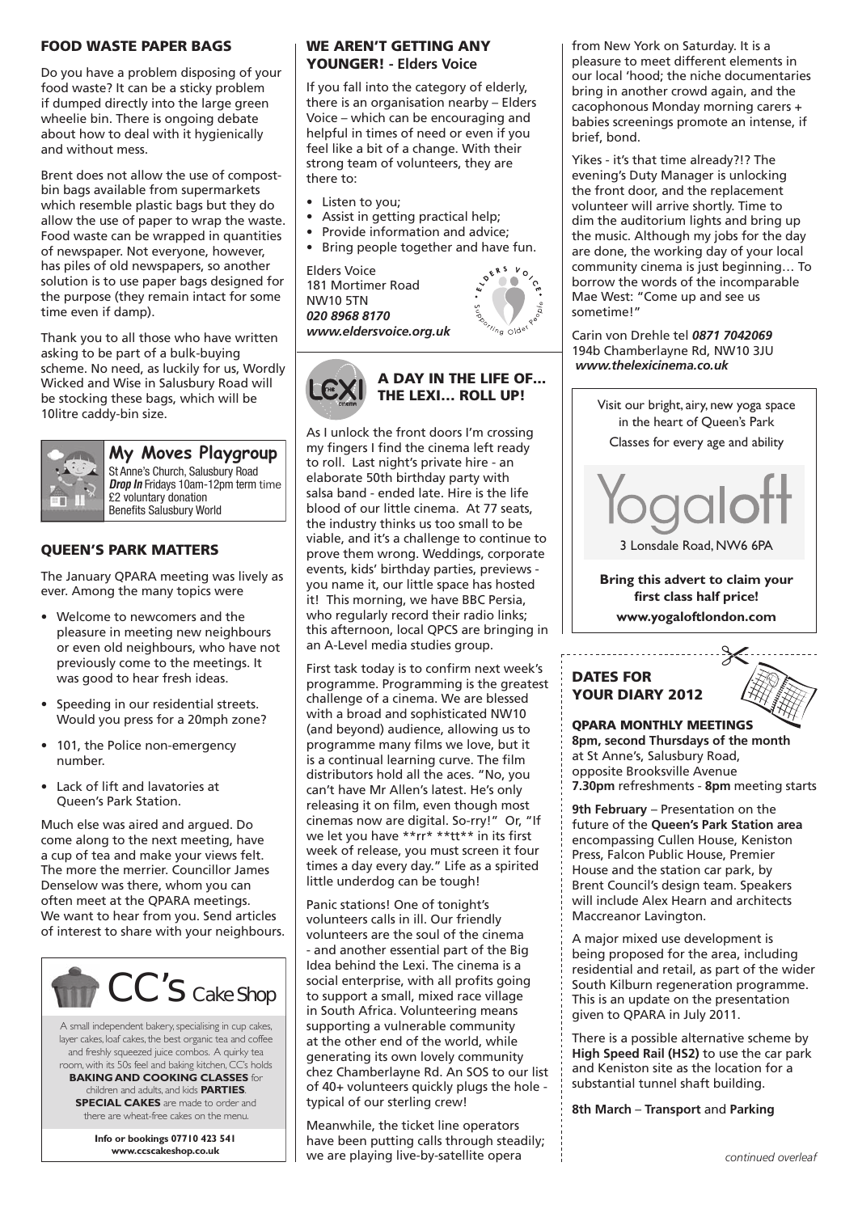## FOOD WASTE PAPER BAGS

Do you have a problem disposing of your food waste? It can be a sticky problem if dumped directly into the large green wheelie bin. There is ongoing debate about how to deal with it hygienically and without mess.

Brent does not allow the use of compost-bin bags available from supermarkets which resemble plastic bags but they do allow the use of paper to wrap the waste. Food waste can be wrapped in quantities of newspaper. Not everyone, however, has piles of old newspapers, so another solution is to use paper bags designed for the purpose (they remain intact for some time even if damp).

Thank you to all those who have written asking to be part of a bulk-buying scheme. No need, as luckily for us, Wordly Wicked and Wise in Salusbury Road will be stocking these bags, which will be 10litre caddy-bin size.

**My Moves Playgroup**
St Anne's Church, Salusbury Road
***Drop In*** Fridays 10am-12pm term time
£2 voluntary donation
Benefits Salusbury World

## QUEEN'S PARK MATTERS

The January QPARA meeting was lively as ever. Among the many topics were

- Welcome to newcomers and the pleasure in meeting new neighbours or even old neighbours, who have not previously come to the meetings. It was good to hear fresh ideas.
- Speeding in our residential streets. Would you press for a 20mph zone?
- 101, the Police non-emergency number.
- Lack of lift and lavatories at Queen's Park Station.

Much else was aired and argued. Do come along to the next meeting, have a cup of tea and make your views felt. The more the merrier. Councillor James Denselow was there, whom you can often meet at the QPARA meetings. We want to hear from you. Send articles of interest to share with your neighbours.

**CC's Cake Shop**

A small independent bakery, specialising in cup cakes, layer cakes, loaf cakes, the best organic tea and coffee and freshly squeezed juice combos. A quirky tea room, with its 50s feel and baking kitchen, CC's holds **BAKING AND COOKING CLASSES** for children and adults, and kids **PARTIES**. **SPECIAL CAKES** are made to order and there are wheat-free cakes on the menu.

**Info or bookings 07710 423 541**
**www.ccscakeshop.co.uk**

## WE AREN'T GETTING ANY YOUNGER! - Elders Voice

If you fall into the category of elderly, there is an organisation nearby – Elders Voice – which can be encouraging and helpful in times of need or even if you feel like a bit of a change. With their strong team of volunteers, they are there to:

- Listen to you;
- Assist in getting practical help;
- Provide information and advice;
- Bring people together and have fun.

Elders Voice
181 Mortimer Road
NW10 5TN
***020 8968 8170***
***www.eldersvoice.org.uk***

## A DAY IN THE LIFE OF... THE LEXI... ROLL UP!

As I unlock the front doors I'm crossing my fingers I find the cinema left ready to roll. Last night's private hire - an elaborate 50th birthday party with salsa band - ended late. Hire is the life blood of our little cinema. At 77 seats, the industry thinks us too small to be viable, and it's a challenge to continue to prove them wrong. Weddings, corporate events, kids' birthday parties, previews - you name it, our little space has hosted it! This morning, we have BBC Persia, who regularly record their radio links; this afternoon, local QPCS are bringing in an A-Level media studies group.

First task today is to confirm next week's programme. Programming is the greatest challenge of a cinema. We are blessed with a broad and sophisticated NW10 (and beyond) audience, allowing us to programme many films we love, but it is a continual learning curve. The film distributors hold all the aces. "No, you can't have Mr Allen's latest. He's only releasing it on film, even though most cinemas now are digital. So-rry!" Or, "If we let you have **rr* **tt** in its first week of release, you must screen it four times a day every day." Life as a spirited little underdog can be tough!

Panic stations! One of tonight's volunteers calls in ill. Our friendly volunteers are the soul of the cinema - and another essential part of the Big Idea behind the Lexi. The cinema is a social enterprise, with all profits going to support a small, mixed race village in South Africa. Volunteering means supporting a vulnerable community at the other end of the world, while generating its own lovely community chez Chamberlayne Rd. An SOS to our list of 40+ volunteers quickly plugs the hole - typical of our sterling crew!

Meanwhile, the ticket line operators have been putting calls through steadily; we are playing live-by-satellite opera from New York on Saturday. It is a pleasure to meet different elements in our local 'hood; the niche documentaries bring in another crowd again, and the cacophonous Monday morning carers + babies screenings promote an intense, if brief, bond.

Yikes - it's that time already?!? The evening's Duty Manager is unlocking the front door, and the replacement volunteer will arrive shortly. Time to dim the auditorium lights and bring up the music. Although my jobs for the day are done, the working day of your local community cinema is just beginning… To borrow the words of the incomparable Mae West: "Come up and see us sometime!"

Carin von Drehle tel ***0871 7042069***
194b Chamberlayne Rd, NW10 3JU
***www.thelexicinema.co.uk***

Visit our bright, airy, new yoga space in the heart of Queen's Park
Classes for every age and ability

**Yogaloft**
3 Lonsdale Road, NW6 6PA

**Bring this advert to claim your first class half price!**
**www.yogaloftlondon.com**

## DATES FOR YOUR DIARY 2012

**QPARA MONTHLY MEETINGS**
**8pm, second Thursdays of the month** at St Anne's, Salusbury Road, opposite Brooksville Avenue
**7.30pm** refreshments - **8pm** meeting starts

**9th February** – Presentation on the future of the **Queen's Park Station area** encompassing Cullen House, Keniston Press, Falcon Public House, Premier House and the station car park, by Brent Council's design team. Speakers will include Alex Hearn and architects Maccreanor Lavington.

A major mixed use development is being proposed for the area, including residential and retail, as part of the wider South Kilburn regeneration programme. This is an update on the presentation given to QPARA in July 2011.

There is a possible alternative scheme by **High Speed Rail (HS2)** to use the car park and Keniston site as the location for a substantial tunnel shaft building.

**8th March** – **Transport** and **Parking**

*continued overleaf*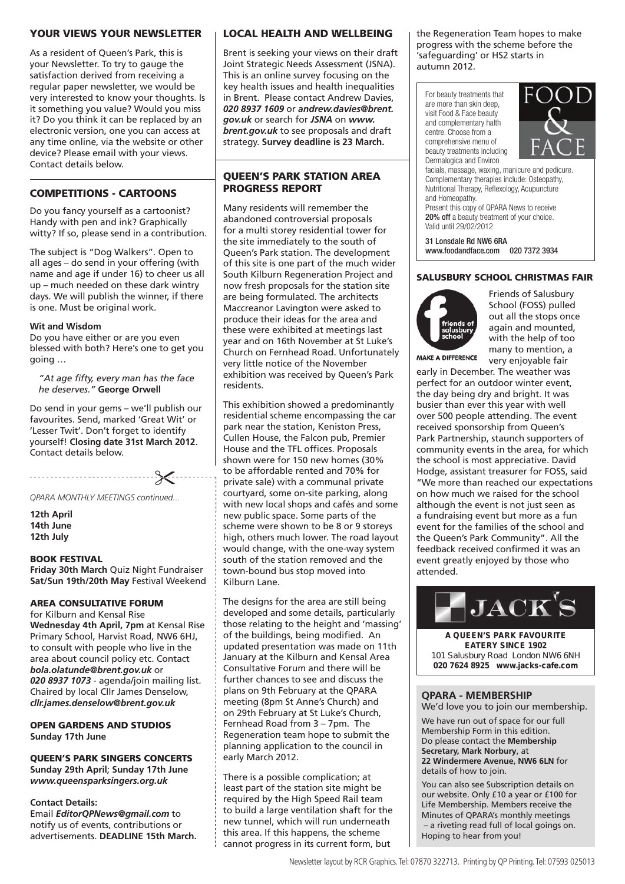## YOUR VIEWS YOUR NEWSLETTER

As a resident of Queen's Park, this is your Newsletter. To try to gauge the satisfaction derived from receiving a regular paper newsletter, we would be very interested to know your thoughts. Is it something you value? Would you miss it? Do you think it can be replaced by an electronic version, one you can access at any time online, via the website or other device? Please email with your views. Contact details below.

## COMPETITIONS - CARTOONS

Do you fancy yourself as a cartoonist? Handy with pen and ink? Graphically witty? If so, please send in a contribution.

The subject is "Dog Walkers". Open to all ages – do send in your offering (with name and age if under 16) to cheer us all up – much needed on these dark wintry days. We will publish the winner, if there is one. Must be original work.

**Wit and Wisdom**

Do you have either or are you even blessed with both? Here's one to get you going …

*"At age fifty, every man has the face he deserves."* **George Orwell**

Do send in your gems – we'll publish our favourites. Send, marked 'Great Wit' or 'Lesser Twit'. Don't forget to identify yourself! **Closing date 31st March 2012**. Contact details below.

*QPARA MONTHLY MEETINGS continued...*

**12th April**
**14th June**
**12th July**

### BOOK FESTIVAL

**Friday 30th March** Quiz Night Fundraiser
**Sat/Sun 19th/20th May** Festival Weekend

### AREA CONSULTATIVE FORUM

for Kilburn and Kensal Rise
**Wednesday 4th April, 7pm** at Kensal Rise Primary School, Harvist Road, NW6 6HJ, to consult with people who live in the area about council policy etc. Contact ***bola.olatunde@brent.gov.uk*** or ***020 8937 1073*** - agenda/join mailing list. Chaired by local Cllr James Denselow, ***cllr.james.denselow@brent.gov.uk***

### OPEN GARDENS AND STUDIOS

**Sunday 17th June**

### QUEEN'S PARK SINGERS CONCERTS

**Sunday 29th April**; **Sunday 17th June**
***www.queensparksingers.org.uk***

**Contact Details:**

Email ***EditorQPNews@gmail.com*** to notify us of events, contributions or advertisements. **DEADLINE 15th March.**

## LOCAL HEALTH AND WELLBEING

Brent is seeking your views on their draft Joint Strategic Needs Assessment (JSNA). This is an online survey focusing on the key health issues and health inequalities in Brent. Please contact Andrew Davies, ***020 8937 1609*** or ***andrew.davies@brent.gov.uk*** or search for ***JSNA*** on ***www.brent.gov.uk*** to see proposals and draft strategy. **Survey deadline is 23 March.**

## QUEEN'S PARK STATION AREA PROGRESS REPORT

Many residents will remember the abandoned controversial proposals for a multi storey residential tower for the site immediately to the south of Queen's Park station. The development of this site is one part of the much wider South Kilburn Regeneration Project and now fresh proposals for the station site are being formulated. The architects Maccreanor Lavington were asked to produce their ideas for the area and these were exhibited at meetings last year and on 16th November at St Luke's Church on Fernhead Road. Unfortunately very little notice of the November exhibition was received by Queen's Park residents.

This exhibition showed a predominantly residential scheme encompassing the car park near the station, Keniston Press, Cullen House, the Falcon pub, Premier House and the TFL offices. Proposals shown were for 150 new homes (30% to be affordable rented and 70% for private sale) with a communal private courtyard, some on-site parking, along with new local shops and cafés and some new public space. Some parts of the scheme were shown to be 8 or 9 storeys high, others much lower. The road layout would change, with the one-way system south of the station removed and the town-bound bus stop moved into Kilburn Lane.

The designs for the area are still being developed and some details, particularly those relating to the height and 'massing' of the buildings, being modified. An updated presentation was made on 11th January at the Kilburn and Kensal Area Consultative Forum and there will be further chances to see and discuss the plans on 9th February at the QPARA meeting (8pm St Anne's Church) and on 29th February at St Luke's Church, Fernhead Road from 3 – 7pm. The Regeneration team hope to submit the planning application to the council in early March 2012.

There is a possible complication; at least part of the station site might be required by the High Speed Rail team to build a large ventilation shaft for the new tunnel, which will run underneath this area. If this happens, the scheme cannot progress in its current form, but the Regeneration Team hopes to make progress with the scheme before the 'safeguarding' or HS2 starts in autumn 2012.

For beauty treatments that are more than skin deep, visit Food & Face beauty and complementary halth centre. Choose from a comprehensive menu of beauty treatments including Dermalogica and Environ facials, massage, waxing, manicure and pedicure. Complementary therapies include: Osteopathy, Nutritional Therapy, Reflexology, Acupuncture and Homeopathy.

FOOD & FACE

Present this copy of QPARA News to receive **20% off** a beauty treatment of your choice. Valid until 29/02/2012

**31 Lonsdale Rd NW6 6RA**
**www.foodandface.com 020 7372 3934**

## SALUSBURY SCHOOL CHRISTMAS FAIR

friends of salusbury school
MAKE A DIFFERENCE

Friends of Salusbury School (FOSS) pulled out all the stops once again and mounted, with the help of too many to mention, a very enjoyable fair early in December. The weather was perfect for an outdoor winter event, the day being dry and bright. It was busier than ever this year with well over 500 people attending. The event received sponsorship from Queen's Park Partnership, staunch supporters of community events in the area, for which the school is most appreciative. David Hodge, assistant treasurer for FOSS, said "We more than reached our expectations on how much we raised for the school although the event is not just seen as a fundraising event but more as a fun event for the families of the school and the Queen's Park Community". All the feedback received confirmed it was an event greatly enjoyed by those who attended.

JACK'S

**A QUEEN'S PARK FAVOURITE EATERY SINCE 1902**
101 Salusbury Road London NW6 6NH
**020 7624 8925 www.jacks-cafe.com**

## QPARA - MEMBERSHIP

We'd love you to join our membership.

We have run out of space for our full Membership Form in this edition. Do please contact the **Membership Secretary, Mark Norbury**, at **22 Windermere Avenue, NW6 6LN** for details of how to join.

You can also see Subscription details on our website. Only £10 a year or £100 for Life Membership. Members receive the Minutes of QPARA's monthly meetings – a riveting read full of local goings on. Hoping to hear from you!

Newsletter layout by RCR Graphics. Tel: 07870 322713. Printing by QP Printing. Tel: 07593 025013